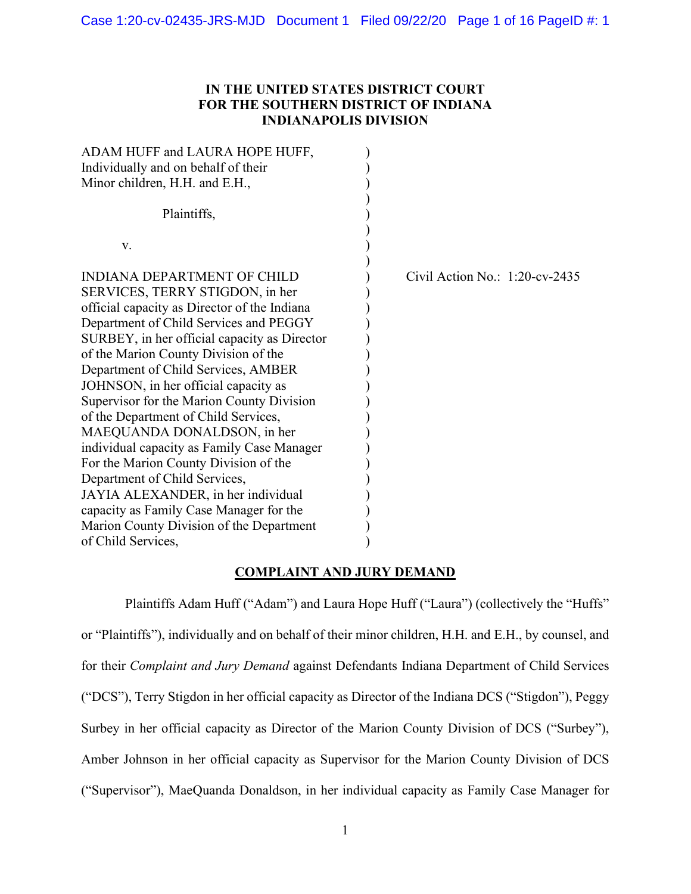**IN THE UNITED STATES DISTRICT COURT**
**FOR THE SOUTHERN DISTRICT OF INDIANA**
**INDIANAPOLIS DIVISION**

ADAM HUFF and LAURA HOPE HUFF,
Individually and on behalf of their
Minor children, H.H. and E.H.,

Plaintiffs,

v.

INDIANA DEPARTMENT OF CHILD SERVICES, TERRY STIGDON, in her official capacity as Director of the Indiana Department of Child Services and PEGGY SURBEY, in her official capacity as Director of the Marion County Division of the Department of Child Services, AMBER JOHNSON, in her official capacity as Supervisor for the Marion County Division of the Department of Child Services, MAEQUANDA DONALDSON, in her individual capacity as Family Case Manager For the Marion County Division of the Department of Child Services, JAYIA ALEXANDER, in her individual capacity as Family Case Manager for the Marion County Division of the Department of Child Services,

Civil Action No.: 1:20-cv-2435

## COMPLAINT AND JURY DEMAND

Plaintiffs Adam Huff ("Adam") and Laura Hope Huff ("Laura") (collectively the "Huffs" or "Plaintiffs"), individually and on behalf of their minor children, H.H. and E.H., by counsel, and for their *Complaint and Jury Demand* against Defendants Indiana Department of Child Services ("DCS"), Terry Stigdon in her official capacity as Director of the Indiana DCS ("Stigdon"), Peggy Surbey in her official capacity as Director of the Marion County Division of DCS ("Surbey"), Amber Johnson in her official capacity as Supervisor for the Marion County Division of DCS ("Supervisor"), MaeQuanda Donaldson, in her individual capacity as Family Case Manager for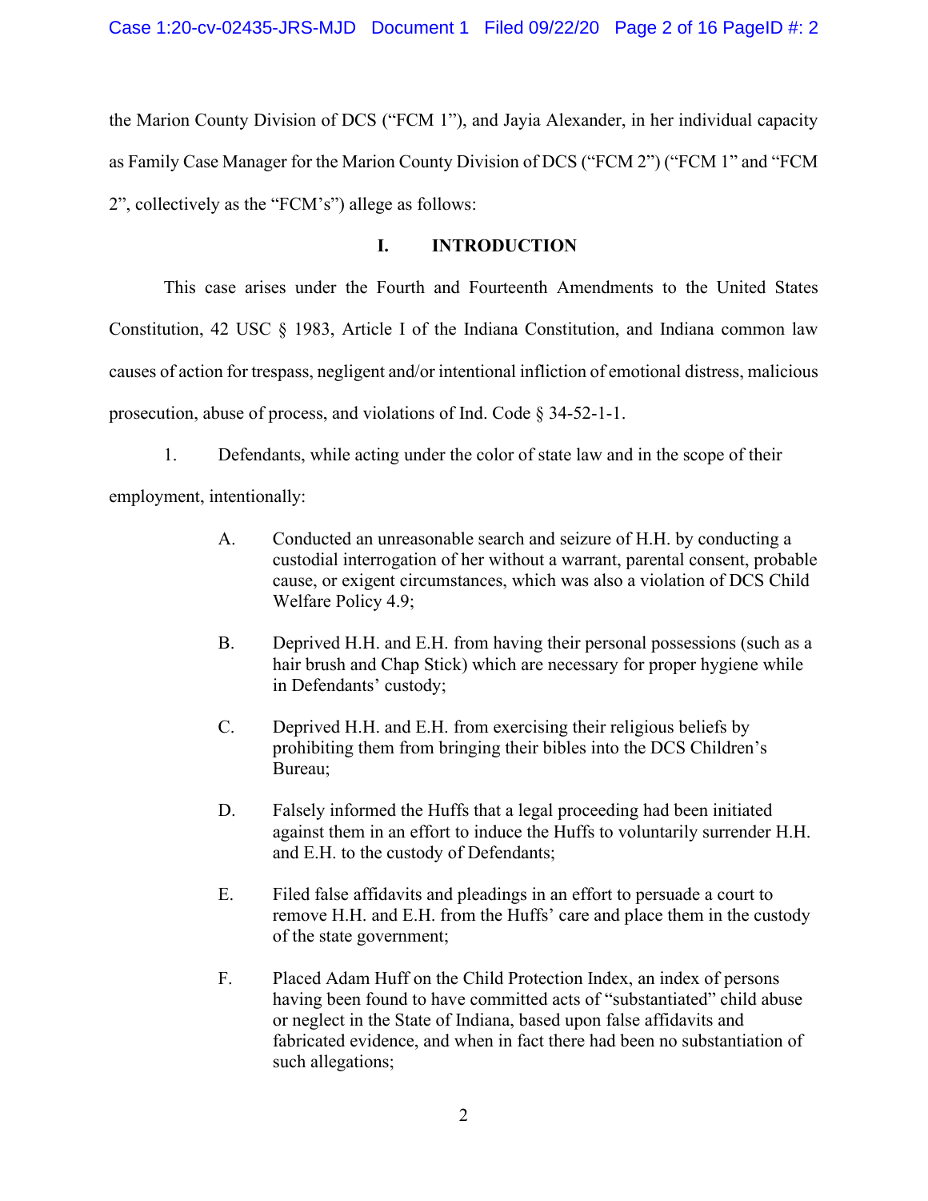the Marion County Division of DCS ("FCM 1"), and Jayia Alexander, in her individual capacity as Family Case Manager for the Marion County Division of DCS ("FCM 2") ("FCM 1" and "FCM 2", collectively as the "FCM's") allege as follows:

## I. INTRODUCTION

This case arises under the Fourth and Fourteenth Amendments to the United States Constitution, 42 USC § 1983, Article I of the Indiana Constitution, and Indiana common law causes of action for trespass, negligent and/or intentional infliction of emotional distress, malicious prosecution, abuse of process, and violations of Ind. Code § 34-52-1-1.

1. Defendants, while acting under the color of state law and in the scope of their employment, intentionally:

   A. Conducted an unreasonable search and seizure of H.H. by conducting a custodial interrogation of her without a warrant, parental consent, probable cause, or exigent circumstances, which was also a violation of DCS Child Welfare Policy 4.9;

   B. Deprived H.H. and E.H. from having their personal possessions (such as a hair brush and Chap Stick) which are necessary for proper hygiene while in Defendants' custody;

   C. Deprived H.H. and E.H. from exercising their religious beliefs by prohibiting them from bringing their bibles into the DCS Children's Bureau;

   D. Falsely informed the Huffs that a legal proceeding had been initiated against them in an effort to induce the Huffs to voluntarily surrender H.H. and E.H. to the custody of Defendants;

   E. Filed false affidavits and pleadings in an effort to persuade a court to remove H.H. and E.H. from the Huffs' care and place them in the custody of the state government;

   F. Placed Adam Huff on the Child Protection Index, an index of persons having been found to have committed acts of "substantiated" child abuse or neglect in the State of Indiana, based upon false affidavits and fabricated evidence, and when in fact there had been no substantiation of such allegations;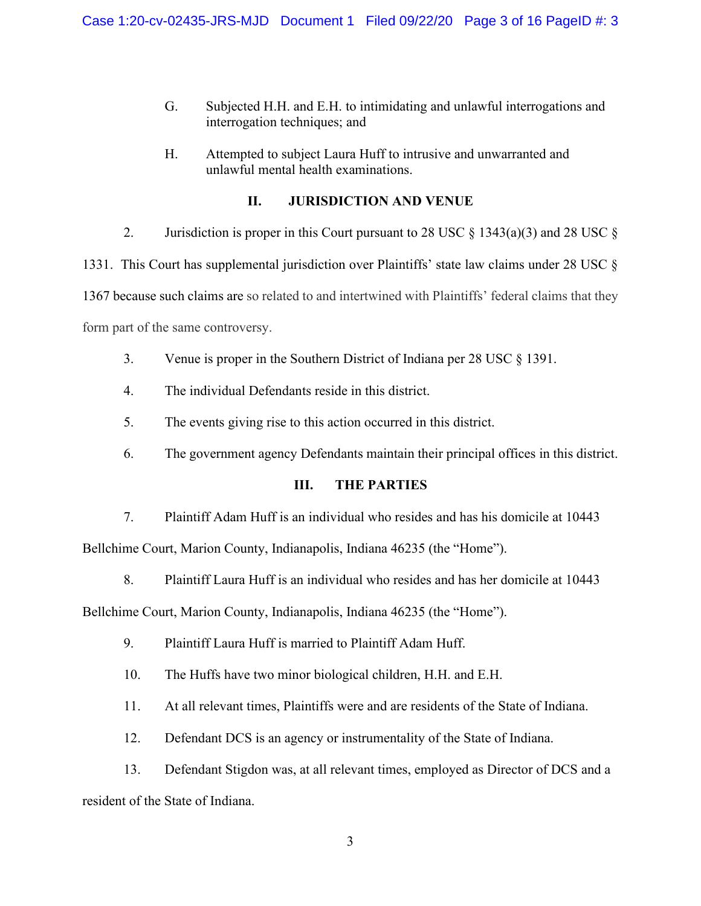G. Subjected H.H. and E.H. to intimidating and unlawful interrogations and interrogation techniques; and

H. Attempted to subject Laura Huff to intrusive and unwarranted and unlawful mental health examinations.

## II. JURISDICTION AND VENUE

2. Jurisdiction is proper in this Court pursuant to 28 USC § 1343(a)(3) and 28 USC § 1331. This Court has supplemental jurisdiction over Plaintiffs' state law claims under 28 USC § 1367 because such claims are so related to and intertwined with Plaintiffs' federal claims that they form part of the same controversy.

3. Venue is proper in the Southern District of Indiana per 28 USC § 1391.

4. The individual Defendants reside in this district.

5. The events giving rise to this action occurred in this district.

6. The government agency Defendants maintain their principal offices in this district.

## III. THE PARTIES

7. Plaintiff Adam Huff is an individual who resides and has his domicile at 10443 Bellchime Court, Marion County, Indianapolis, Indiana 46235 (the "Home").

8. Plaintiff Laura Huff is an individual who resides and has her domicile at 10443 Bellchime Court, Marion County, Indianapolis, Indiana 46235 (the "Home").

9. Plaintiff Laura Huff is married to Plaintiff Adam Huff.

10. The Huffs have two minor biological children, H.H. and E.H.

11. At all relevant times, Plaintiffs were and are residents of the State of Indiana.

12. Defendant DCS is an agency or instrumentality of the State of Indiana.

13. Defendant Stigdon was, at all relevant times, employed as Director of DCS and a resident of the State of Indiana.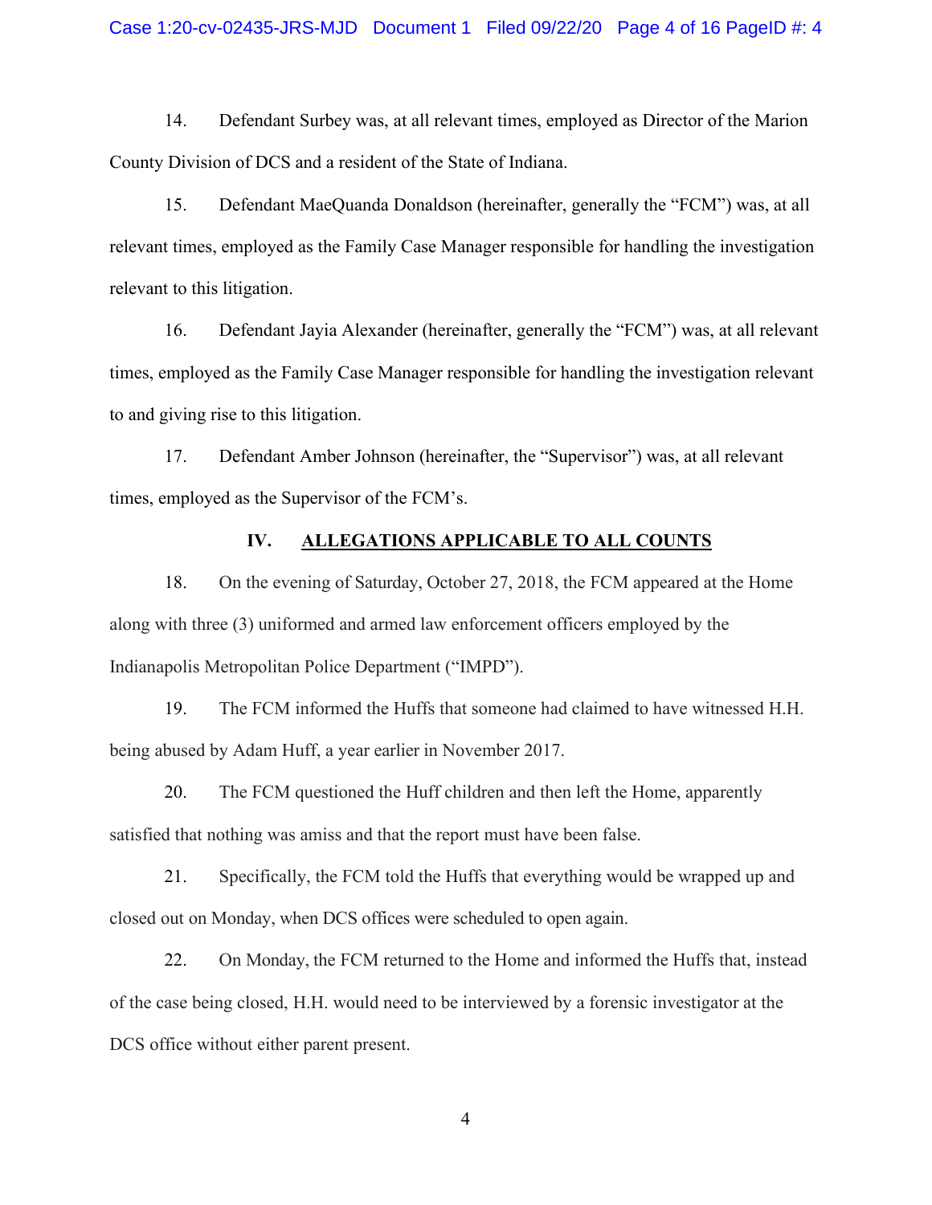14. Defendant Surbey was, at all relevant times, employed as Director of the Marion County Division of DCS and a resident of the State of Indiana.

15. Defendant MaeQuanda Donaldson (hereinafter, generally the "FCM") was, at all relevant times, employed as the Family Case Manager responsible for handling the investigation relevant to this litigation.

16. Defendant Jayia Alexander (hereinafter, generally the "FCM") was, at all relevant times, employed as the Family Case Manager responsible for handling the investigation relevant to and giving rise to this litigation.

17. Defendant Amber Johnson (hereinafter, the "Supervisor") was, at all relevant times, employed as the Supervisor of the FCM's.

## IV. <u>ALLEGATIONS APPLICABLE TO ALL COUNTS</u>

18. On the evening of Saturday, October 27, 2018, the FCM appeared at the Home along with three (3) uniformed and armed law enforcement officers employed by the Indianapolis Metropolitan Police Department ("IMPD").

19. The FCM informed the Huffs that someone had claimed to have witnessed H.H. being abused by Adam Huff, a year earlier in November 2017.

20. The FCM questioned the Huff children and then left the Home, apparently satisfied that nothing was amiss and that the report must have been false.

21. Specifically, the FCM told the Huffs that everything would be wrapped up and closed out on Monday, when DCS offices were scheduled to open again.

22. On Monday, the FCM returned to the Home and informed the Huffs that, instead of the case being closed, H.H. would need to be interviewed by a forensic investigator at the DCS office without either parent present.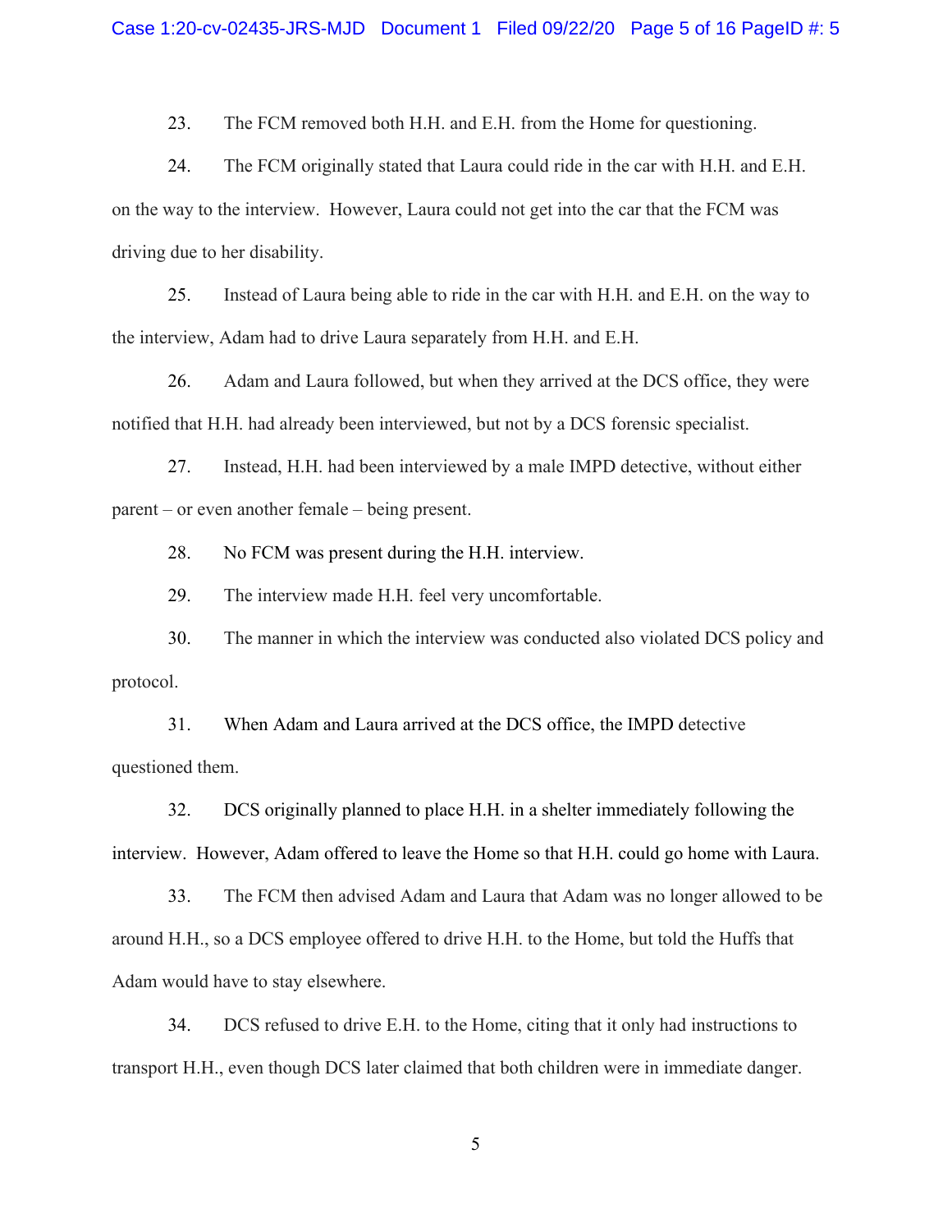23. The FCM removed both H.H. and E.H. from the Home for questioning.

24. The FCM originally stated that Laura could ride in the car with H.H. and E.H. on the way to the interview. However, Laura could not get into the car that the FCM was driving due to her disability.

25. Instead of Laura being able to ride in the car with H.H. and E.H. on the way to the interview, Adam had to drive Laura separately from H.H. and E.H.

26. Adam and Laura followed, but when they arrived at the DCS office, they were notified that H.H. had already been interviewed, but not by a DCS forensic specialist.

27. Instead, H.H. had been interviewed by a male IMPD detective, without either parent – or even another female – being present.

28. No FCM was present during the H.H. interview.

29. The interview made H.H. feel very uncomfortable.

30. The manner in which the interview was conducted also violated DCS policy and protocol.

31. When Adam and Laura arrived at the DCS office, the IMPD detective questioned them.

32. DCS originally planned to place H.H. in a shelter immediately following the interview. However, Adam offered to leave the Home so that H.H. could go home with Laura.

33. The FCM then advised Adam and Laura that Adam was no longer allowed to be around H.H., so a DCS employee offered to drive H.H. to the Home, but told the Huffs that Adam would have to stay elsewhere.

34. DCS refused to drive E.H. to the Home, citing that it only had instructions to transport H.H., even though DCS later claimed that both children were in immediate danger.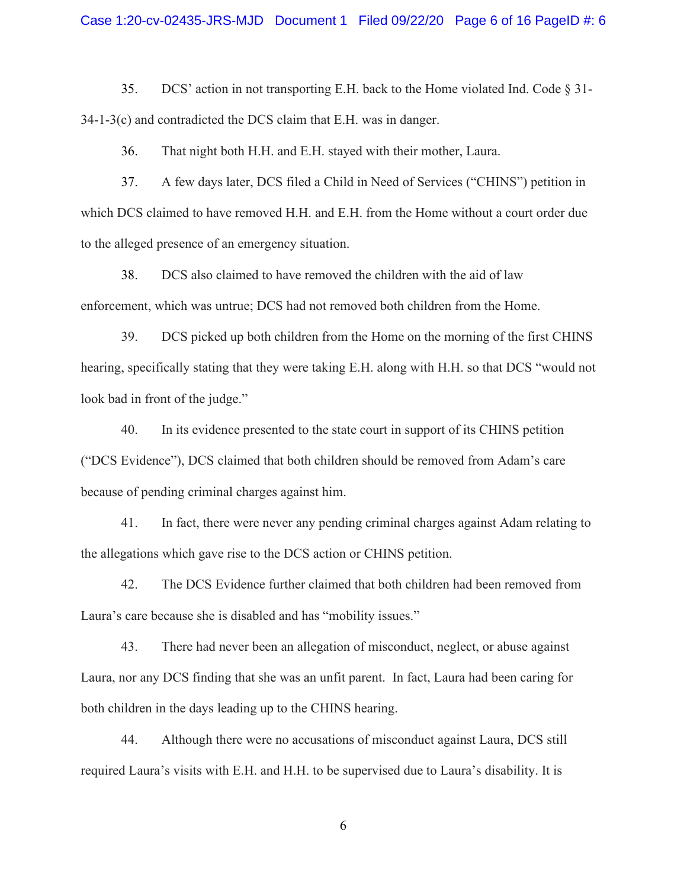35. DCS' action in not transporting E.H. back to the Home violated Ind. Code § 31-34-1-3(c) and contradicted the DCS claim that E.H. was in danger.

36. That night both H.H. and E.H. stayed with their mother, Laura.

37. A few days later, DCS filed a Child in Need of Services ("CHINS") petition in which DCS claimed to have removed H.H. and E.H. from the Home without a court order due to the alleged presence of an emergency situation.

38. DCS also claimed to have removed the children with the aid of law enforcement, which was untrue; DCS had not removed both children from the Home.

39. DCS picked up both children from the Home on the morning of the first CHINS hearing, specifically stating that they were taking E.H. along with H.H. so that DCS "would not look bad in front of the judge."

40. In its evidence presented to the state court in support of its CHINS petition ("DCS Evidence"), DCS claimed that both children should be removed from Adam's care because of pending criminal charges against him.

41. In fact, there were never any pending criminal charges against Adam relating to the allegations which gave rise to the DCS action or CHINS petition.

42. The DCS Evidence further claimed that both children had been removed from Laura's care because she is disabled and has "mobility issues."

43. There had never been an allegation of misconduct, neglect, or abuse against Laura, nor any DCS finding that she was an unfit parent. In fact, Laura had been caring for both children in the days leading up to the CHINS hearing.

44. Although there were no accusations of misconduct against Laura, DCS still required Laura's visits with E.H. and H.H. to be supervised due to Laura's disability. It is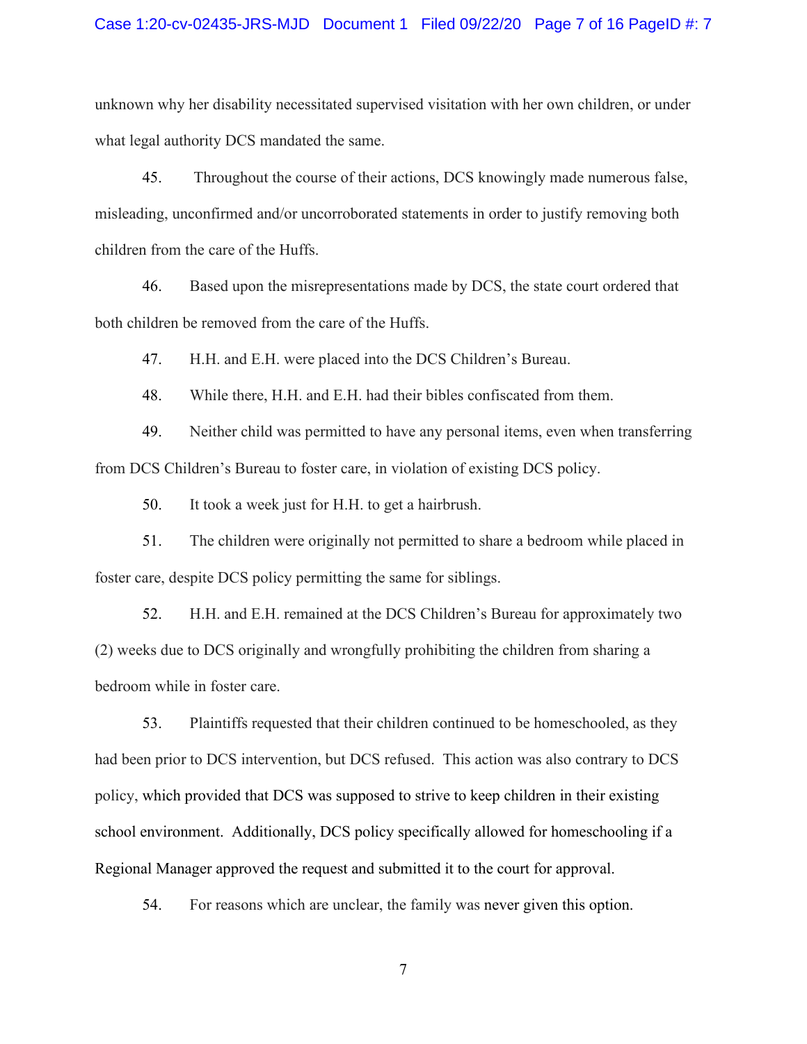unknown why her disability necessitated supervised visitation with her own children, or under what legal authority DCS mandated the same.

45. Throughout the course of their actions, DCS knowingly made numerous false, misleading, unconfirmed and/or uncorroborated statements in order to justify removing both children from the care of the Huffs.

46. Based upon the misrepresentations made by DCS, the state court ordered that both children be removed from the care of the Huffs.

47. H.H. and E.H. were placed into the DCS Children's Bureau.

48. While there, H.H. and E.H. had their bibles confiscated from them.

49. Neither child was permitted to have any personal items, even when transferring from DCS Children's Bureau to foster care, in violation of existing DCS policy.

50. It took a week just for H.H. to get a hairbrush.

51. The children were originally not permitted to share a bedroom while placed in foster care, despite DCS policy permitting the same for siblings.

52. H.H. and E.H. remained at the DCS Children's Bureau for approximately two (2) weeks due to DCS originally and wrongfully prohibiting the children from sharing a bedroom while in foster care.

53. Plaintiffs requested that their children continued to be homeschooled, as they had been prior to DCS intervention, but DCS refused. This action was also contrary to DCS policy, which provided that DCS was supposed to strive to keep children in their existing school environment. Additionally, DCS policy specifically allowed for homeschooling if a Regional Manager approved the request and submitted it to the court for approval.

54. For reasons which are unclear, the family was never given this option.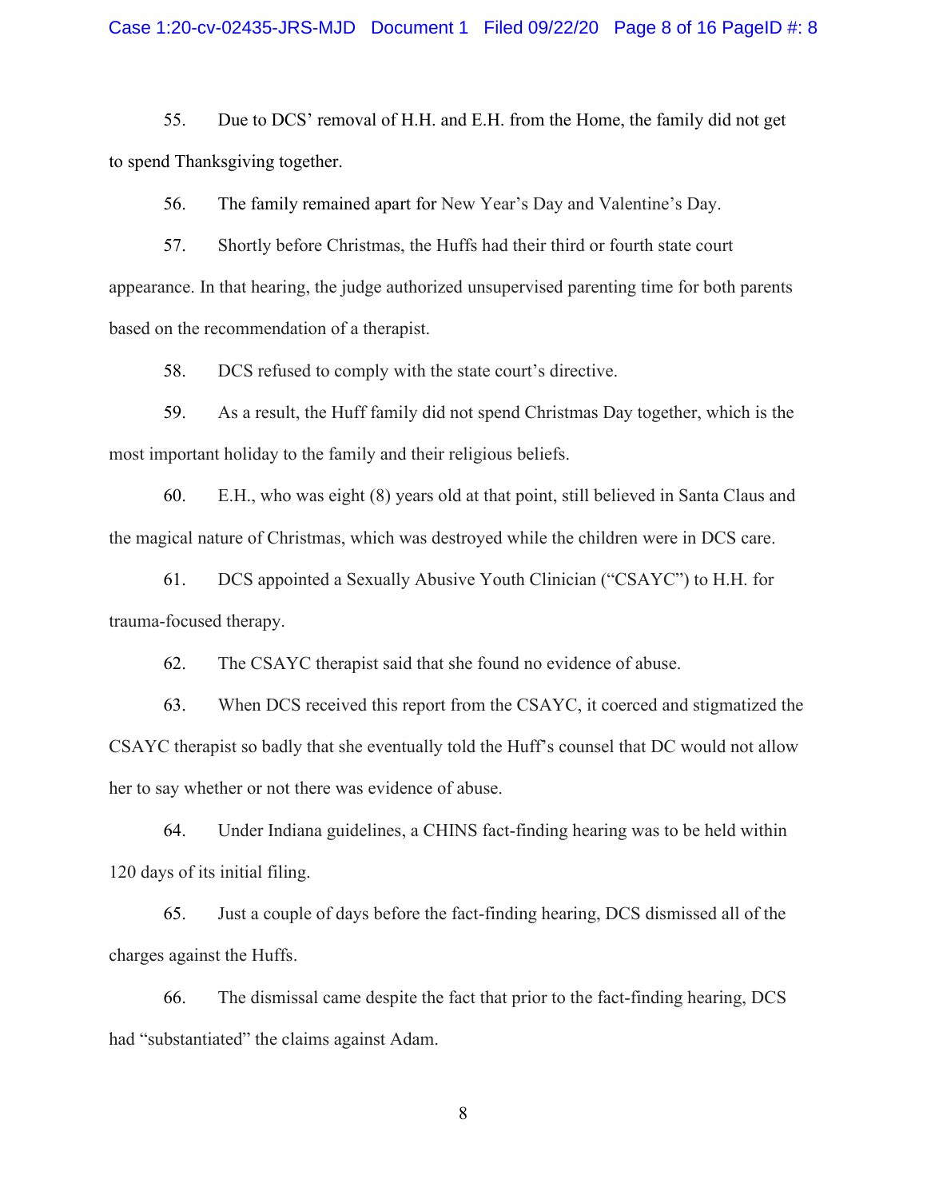55. Due to DCS' removal of H.H. and E.H. from the Home, the family did not get to spend Thanksgiving together.

56. The family remained apart for New Year's Day and Valentine's Day.

57. Shortly before Christmas, the Huffs had their third or fourth state court appearance. In that hearing, the judge authorized unsupervised parenting time for both parents based on the recommendation of a therapist.

58. DCS refused to comply with the state court's directive.

59. As a result, the Huff family did not spend Christmas Day together, which is the most important holiday to the family and their religious beliefs.

60. E.H., who was eight (8) years old at that point, still believed in Santa Claus and the magical nature of Christmas, which was destroyed while the children were in DCS care.

61. DCS appointed a Sexually Abusive Youth Clinician ("CSAYC") to H.H. for trauma-focused therapy.

62. The CSAYC therapist said that she found no evidence of abuse.

63. When DCS received this report from the CSAYC, it coerced and stigmatized the CSAYC therapist so badly that she eventually told the Huff's counsel that DC would not allow her to say whether or not there was evidence of abuse.

64. Under Indiana guidelines, a CHINS fact-finding hearing was to be held within 120 days of its initial filing.

65. Just a couple of days before the fact-finding hearing, DCS dismissed all of the charges against the Huffs.

66. The dismissal came despite the fact that prior to the fact-finding hearing, DCS had "substantiated" the claims against Adam.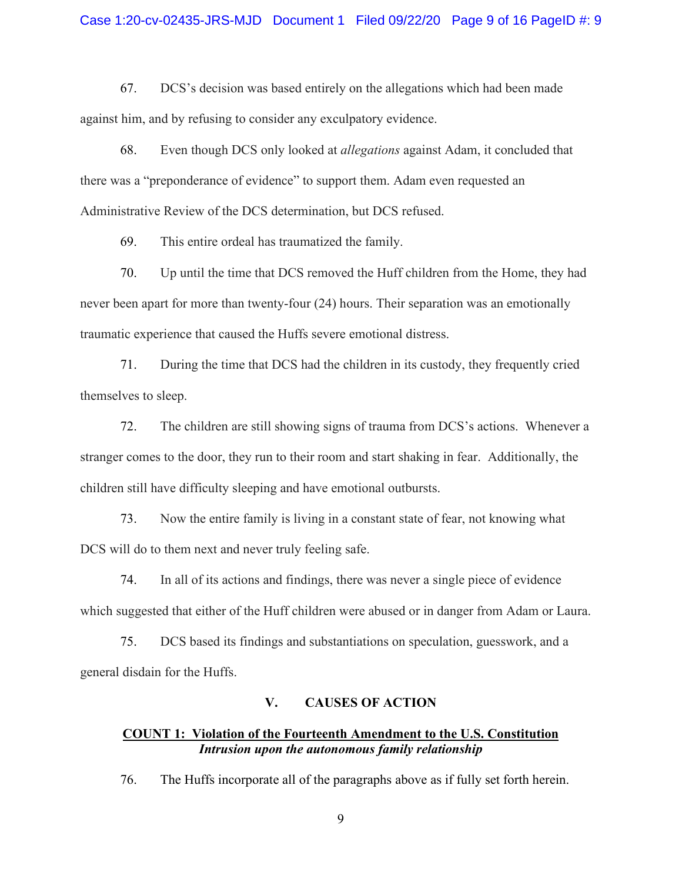67. DCS's decision was based entirely on the allegations which had been made against him, and by refusing to consider any exculpatory evidence.

68. Even though DCS only looked at *allegations* against Adam, it concluded that there was a "preponderance of evidence" to support them. Adam even requested an Administrative Review of the DCS determination, but DCS refused.

69. This entire ordeal has traumatized the family.

70. Up until the time that DCS removed the Huff children from the Home, they had never been apart for more than twenty-four (24) hours. Their separation was an emotionally traumatic experience that caused the Huffs severe emotional distress.

71. During the time that DCS had the children in its custody, they frequently cried themselves to sleep.

72. The children are still showing signs of trauma from DCS's actions. Whenever a stranger comes to the door, they run to their room and start shaking in fear. Additionally, the children still have difficulty sleeping and have emotional outbursts.

73. Now the entire family is living in a constant state of fear, not knowing what DCS will do to them next and never truly feeling safe.

74. In all of its actions and findings, there was never a single piece of evidence which suggested that either of the Huff children were abused or in danger from Adam or Laura.

75. DCS based its findings and substantiations on speculation, guesswork, and a general disdain for the Huffs.

## V. CAUSES OF ACTION

### COUNT 1: Violation of the Fourteenth Amendment to the U.S. Constitution
***Intrusion upon the autonomous family relationship***

76. The Huffs incorporate all of the paragraphs above as if fully set forth herein.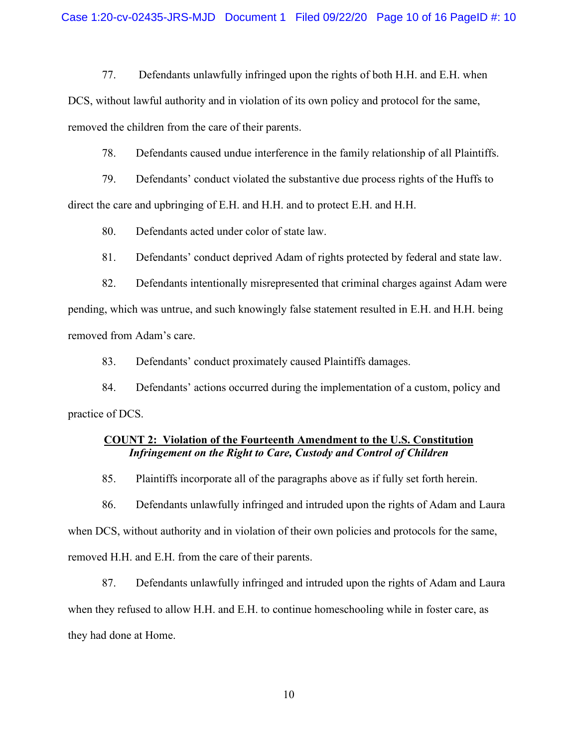77. Defendants unlawfully infringed upon the rights of both H.H. and E.H. when DCS, without lawful authority and in violation of its own policy and protocol for the same, removed the children from the care of their parents.

78. Defendants caused undue interference in the family relationship of all Plaintiffs.

79. Defendants' conduct violated the substantive due process rights of the Huffs to direct the care and upbringing of E.H. and H.H. and to protect E.H. and H.H.

80. Defendants acted under color of state law.

81. Defendants' conduct deprived Adam of rights protected by federal and state law.

82. Defendants intentionally misrepresented that criminal charges against Adam were pending, which was untrue, and such knowingly false statement resulted in E.H. and H.H. being removed from Adam's care.

83. Defendants' conduct proximately caused Plaintiffs damages.

84. Defendants' actions occurred during the implementation of a custom, policy and practice of DCS.

**COUNT 2: Violation of the Fourteenth Amendment to the U.S. Constitution**
***Infringement on the Right to Care, Custody and Control of Children***

85. Plaintiffs incorporate all of the paragraphs above as if fully set forth herein.

86. Defendants unlawfully infringed and intruded upon the rights of Adam and Laura when DCS, without authority and in violation of their own policies and protocols for the same, removed H.H. and E.H. from the care of their parents.

87. Defendants unlawfully infringed and intruded upon the rights of Adam and Laura when they refused to allow H.H. and E.H. to continue homeschooling while in foster care, as they had done at Home.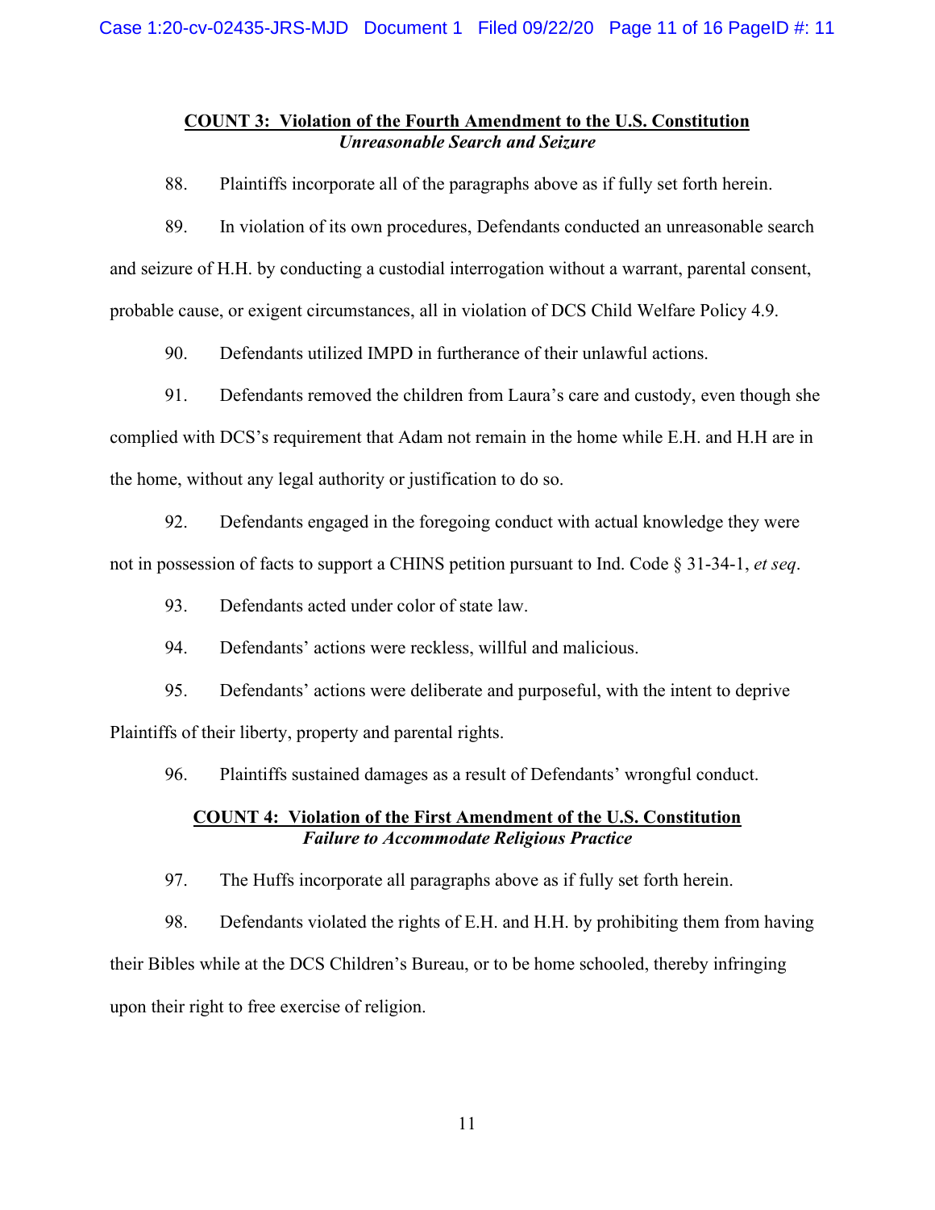**COUNT 3: Violation of the Fourth Amendment to the U.S. Constitution**
***Unreasonable Search and Seizure***

88. Plaintiffs incorporate all of the paragraphs above as if fully set forth herein.

89. In violation of its own procedures, Defendants conducted an unreasonable search and seizure of H.H. by conducting a custodial interrogation without a warrant, parental consent, probable cause, or exigent circumstances, all in violation of DCS Child Welfare Policy 4.9.

90. Defendants utilized IMPD in furtherance of their unlawful actions.

91. Defendants removed the children from Laura's care and custody, even though she complied with DCS's requirement that Adam not remain in the home while E.H. and H.H are in the home, without any legal authority or justification to do so.

92. Defendants engaged in the foregoing conduct with actual knowledge they were not in possession of facts to support a CHINS petition pursuant to Ind. Code § 31-34-1, *et seq*.

93. Defendants acted under color of state law.

94. Defendants' actions were reckless, willful and malicious.

95. Defendants' actions were deliberate and purposeful, with the intent to deprive Plaintiffs of their liberty, property and parental rights.

96. Plaintiffs sustained damages as a result of Defendants' wrongful conduct.

**COUNT 4: Violation of the First Amendment of the U.S. Constitution**
***Failure to Accommodate Religious Practice***

97. The Huffs incorporate all paragraphs above as if fully set forth herein.

98. Defendants violated the rights of E.H. and H.H. by prohibiting them from having their Bibles while at the DCS Children's Bureau, or to be home schooled, thereby infringing upon their right to free exercise of religion.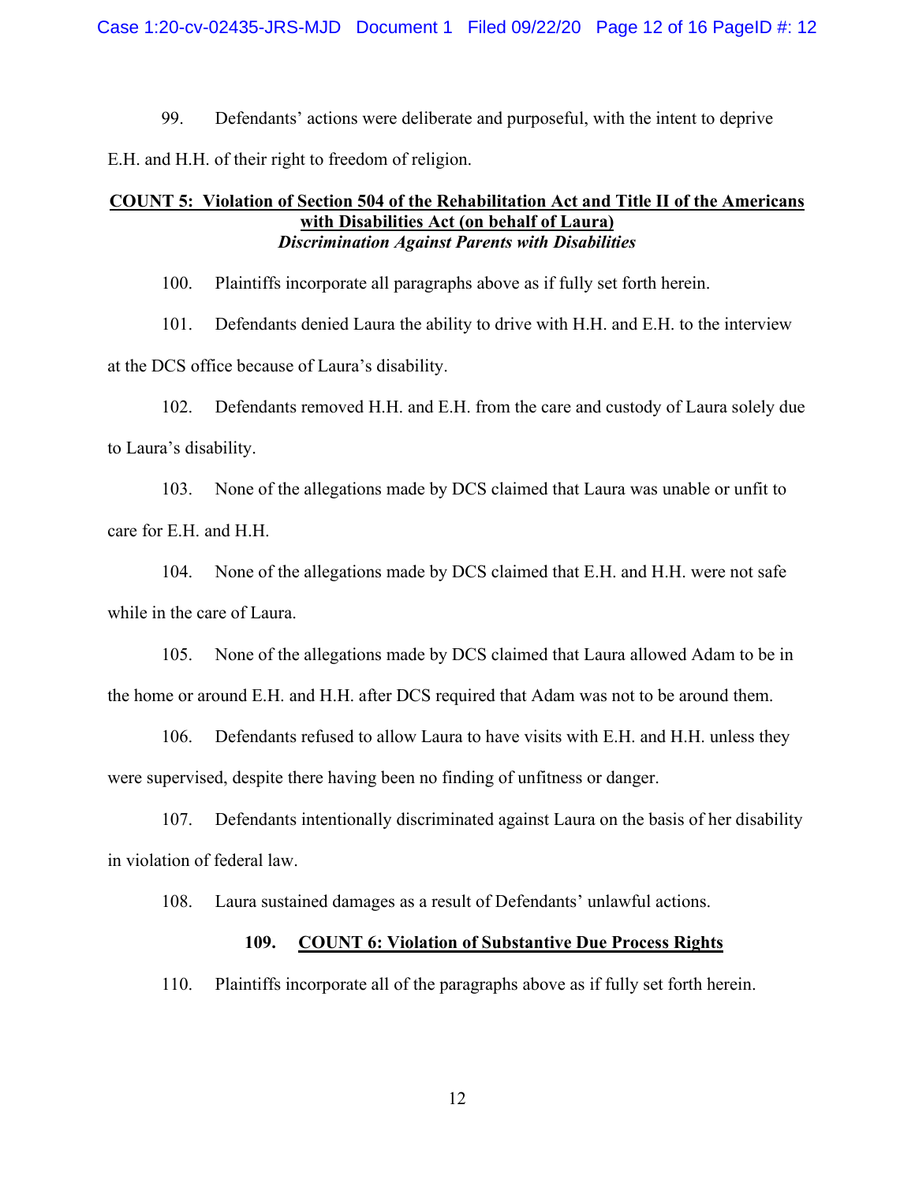99. Defendants' actions were deliberate and purposeful, with the intent to deprive E.H. and H.H. of their right to freedom of religion.

## COUNT 5: Violation of Section 504 of the Rehabilitation Act and Title II of the Americans with Disabilities Act (on behalf of Laura)

***Discrimination Against Parents with Disabilities***

100. Plaintiffs incorporate all paragraphs above as if fully set forth herein.

101. Defendants denied Laura the ability to drive with H.H. and E.H. to the interview at the DCS office because of Laura's disability.

102. Defendants removed H.H. and E.H. from the care and custody of Laura solely due to Laura's disability.

103. None of the allegations made by DCS claimed that Laura was unable or unfit to care for E.H. and H.H.

104. None of the allegations made by DCS claimed that E.H. and H.H. were not safe while in the care of Laura.

105. None of the allegations made by DCS claimed that Laura allowed Adam to be in the home or around E.H. and H.H. after DCS required that Adam was not to be around them.

106. Defendants refused to allow Laura to have visits with E.H. and H.H. unless they were supervised, despite there having been no finding of unfitness or danger.

107. Defendants intentionally discriminated against Laura on the basis of her disability in violation of federal law.

108. Laura sustained damages as a result of Defendants' unlawful actions.

## 109. COUNT 6: Violation of Substantive Due Process Rights

110. Plaintiffs incorporate all of the paragraphs above as if fully set forth herein.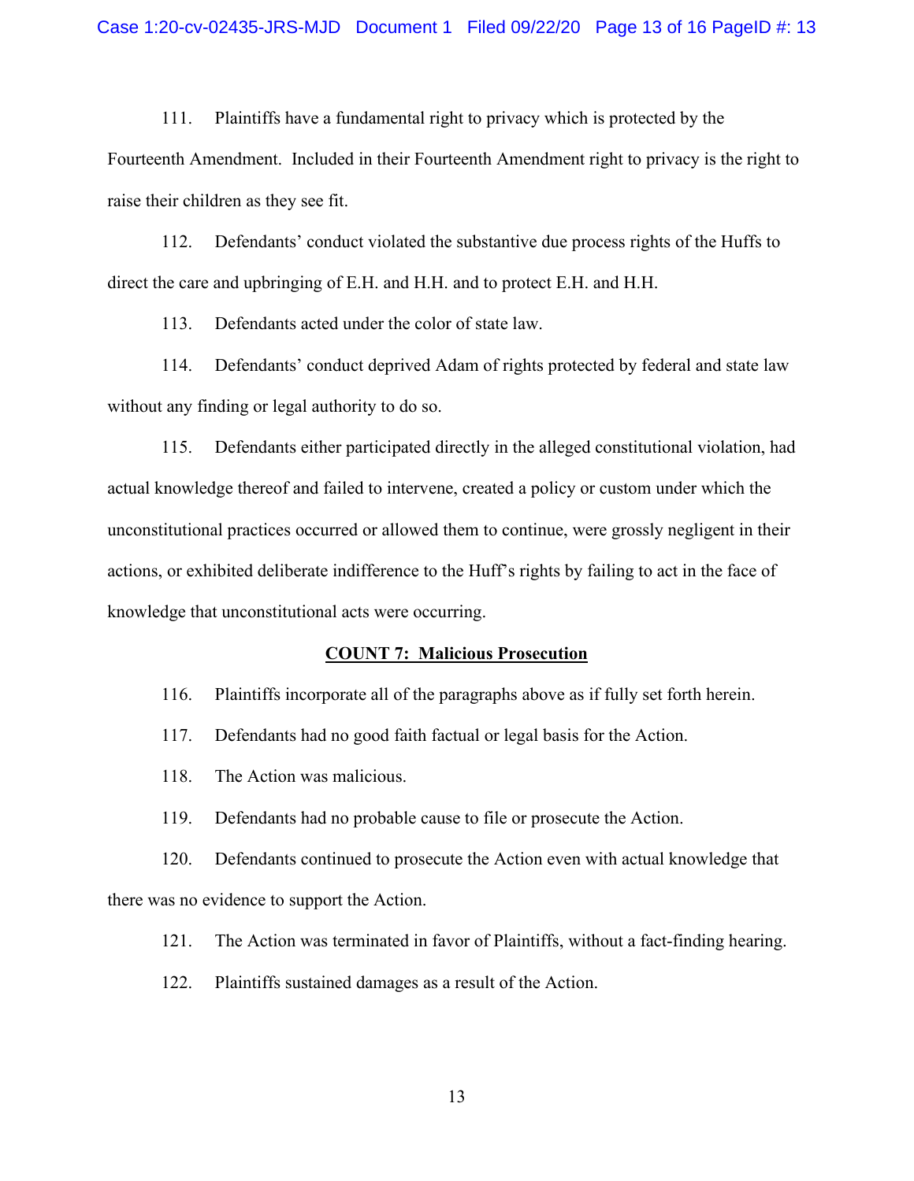111. Plaintiffs have a fundamental right to privacy which is protected by the Fourteenth Amendment. Included in their Fourteenth Amendment right to privacy is the right to raise their children as they see fit.

112. Defendants' conduct violated the substantive due process rights of the Huffs to direct the care and upbringing of E.H. and H.H. and to protect E.H. and H.H.

113. Defendants acted under the color of state law.

114. Defendants' conduct deprived Adam of rights protected by federal and state law without any finding or legal authority to do so.

115. Defendants either participated directly in the alleged constitutional violation, had actual knowledge thereof and failed to intervene, created a policy or custom under which the unconstitutional practices occurred or allowed them to continue, were grossly negligent in their actions, or exhibited deliberate indifference to the Huff's rights by failing to act in the face of knowledge that unconstitutional acts were occurring.

**COUNT 7: Malicious Prosecution**

116. Plaintiffs incorporate all of the paragraphs above as if fully set forth herein.

117. Defendants had no good faith factual or legal basis for the Action.

118. The Action was malicious.

119. Defendants had no probable cause to file or prosecute the Action.

120. Defendants continued to prosecute the Action even with actual knowledge that there was no evidence to support the Action.

121. The Action was terminated in favor of Plaintiffs, without a fact-finding hearing.

122. Plaintiffs sustained damages as a result of the Action.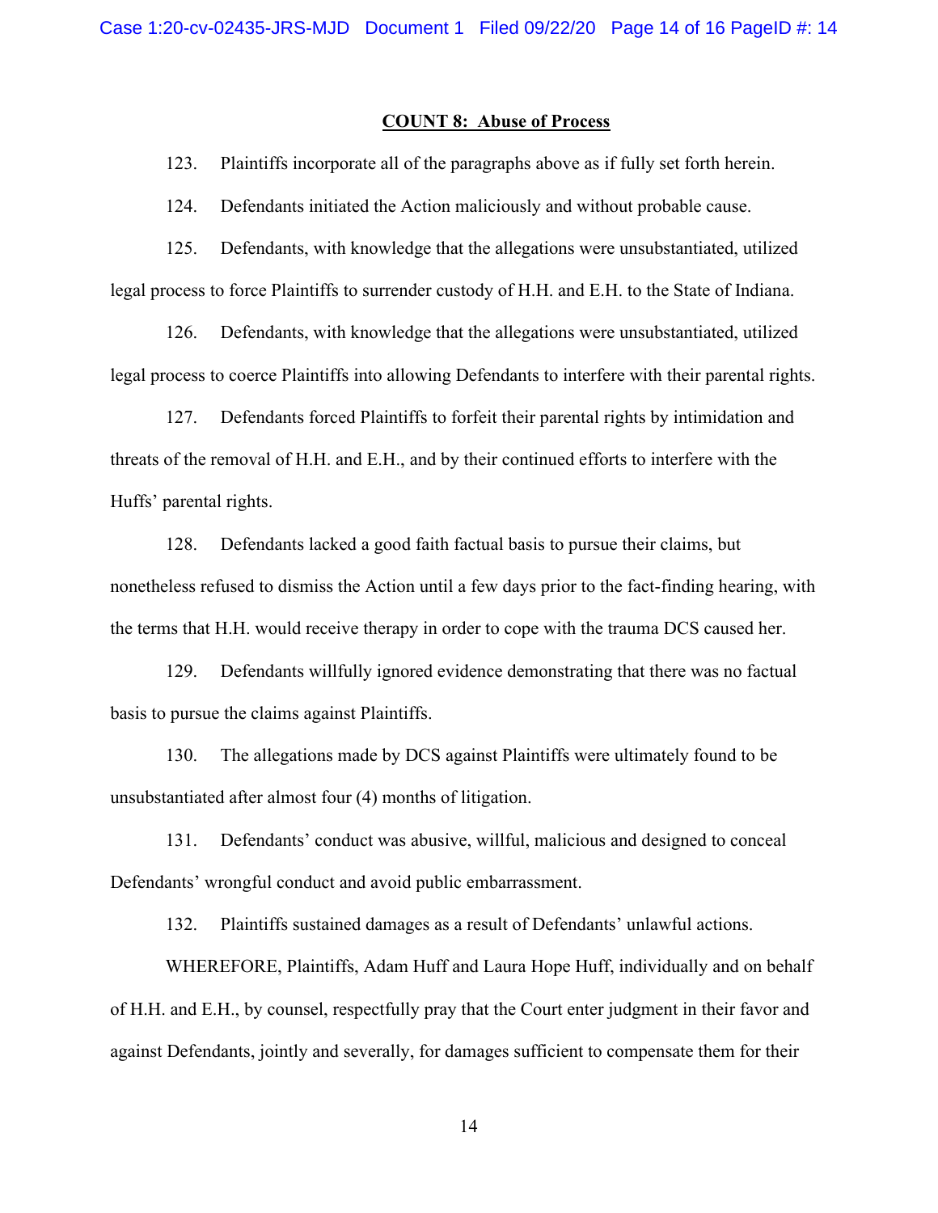**COUNT 8: Abuse of Process**

123. Plaintiffs incorporate all of the paragraphs above as if fully set forth herein.

124. Defendants initiated the Action maliciously and without probable cause.

125. Defendants, with knowledge that the allegations were unsubstantiated, utilized legal process to force Plaintiffs to surrender custody of H.H. and E.H. to the State of Indiana.

126. Defendants, with knowledge that the allegations were unsubstantiated, utilized legal process to coerce Plaintiffs into allowing Defendants to interfere with their parental rights.

127. Defendants forced Plaintiffs to forfeit their parental rights by intimidation and threats of the removal of H.H. and E.H., and by their continued efforts to interfere with the Huffs' parental rights.

128. Defendants lacked a good faith factual basis to pursue their claims, but nonetheless refused to dismiss the Action until a few days prior to the fact-finding hearing, with the terms that H.H. would receive therapy in order to cope with the trauma DCS caused her.

129. Defendants willfully ignored evidence demonstrating that there was no factual basis to pursue the claims against Plaintiffs.

130. The allegations made by DCS against Plaintiffs were ultimately found to be unsubstantiated after almost four (4) months of litigation.

131. Defendants' conduct was abusive, willful, malicious and designed to conceal Defendants' wrongful conduct and avoid public embarrassment.

132. Plaintiffs sustained damages as a result of Defendants' unlawful actions.

WHEREFORE, Plaintiffs, Adam Huff and Laura Hope Huff, individually and on behalf of H.H. and E.H., by counsel, respectfully pray that the Court enter judgment in their favor and against Defendants, jointly and severally, for damages sufficient to compensate them for their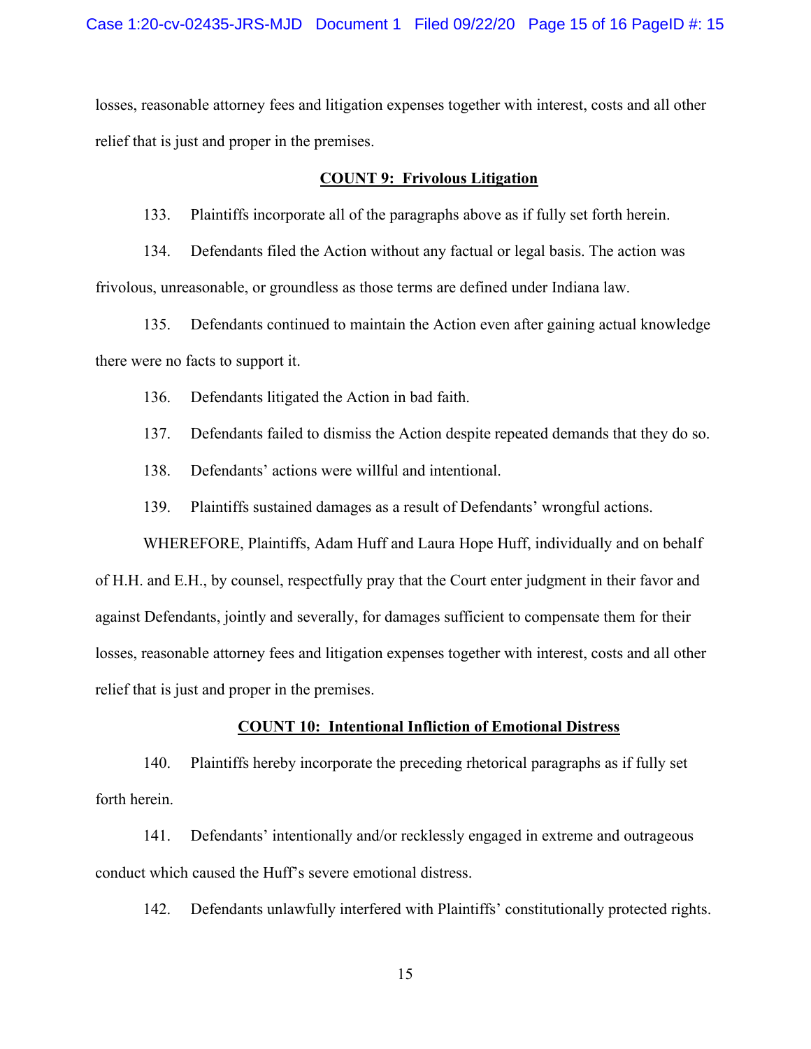losses, reasonable attorney fees and litigation expenses together with interest, costs and all other relief that is just and proper in the premises.

**COUNT 9: Frivolous Litigation**

133. Plaintiffs incorporate all of the paragraphs above as if fully set forth herein.

134. Defendants filed the Action without any factual or legal basis. The action was frivolous, unreasonable, or groundless as those terms are defined under Indiana law.

135. Defendants continued to maintain the Action even after gaining actual knowledge there were no facts to support it.

136. Defendants litigated the Action in bad faith.

137. Defendants failed to dismiss the Action despite repeated demands that they do so.

138. Defendants' actions were willful and intentional.

139. Plaintiffs sustained damages as a result of Defendants' wrongful actions.

WHEREFORE, Plaintiffs, Adam Huff and Laura Hope Huff, individually and on behalf of H.H. and E.H., by counsel, respectfully pray that the Court enter judgment in their favor and against Defendants, jointly and severally, for damages sufficient to compensate them for their losses, reasonable attorney fees and litigation expenses together with interest, costs and all other relief that is just and proper in the premises.

**COUNT 10: Intentional Infliction of Emotional Distress**

140. Plaintiffs hereby incorporate the preceding rhetorical paragraphs as if fully set forth herein.

141. Defendants' intentionally and/or recklessly engaged in extreme and outrageous conduct which caused the Huff's severe emotional distress.

142. Defendants unlawfully interfered with Plaintiffs' constitutionally protected rights.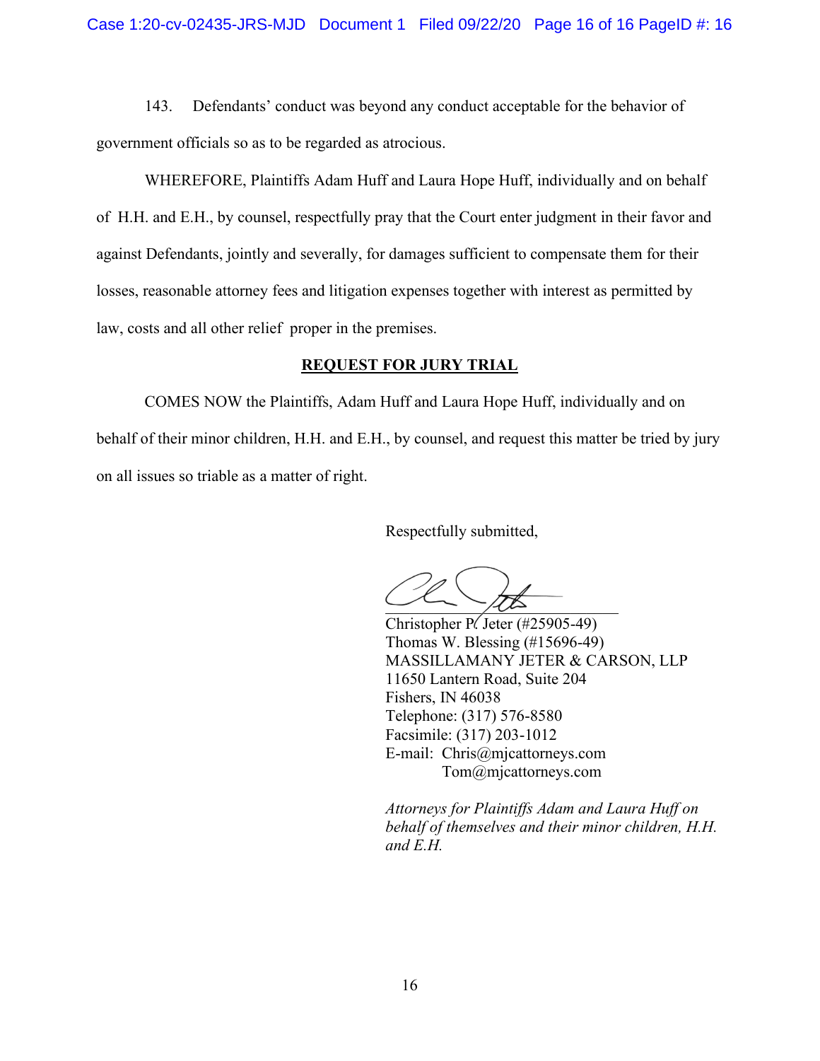143. Defendants' conduct was beyond any conduct acceptable for the behavior of government officials so as to be regarded as atrocious.

WHEREFORE, Plaintiffs Adam Huff and Laura Hope Huff, individually and on behalf of H.H. and E.H., by counsel, respectfully pray that the Court enter judgment in their favor and against Defendants, jointly and severally, for damages sufficient to compensate them for their losses, reasonable attorney fees and litigation expenses together with interest as permitted by law, costs and all other relief proper in the premises.

**REQUEST FOR JURY TRIAL**

COMES NOW the Plaintiffs, Adam Huff and Laura Hope Huff, individually and on behalf of their minor children, H.H. and E.H., by counsel, and request this matter be tried by jury on all issues so triable as a matter of right.

Respectfully submitted,

Christopher P. Jeter (#25905-49)
Thomas W. Blessing (#15696-49)
MASSILLAMANY JETER & CARSON, LLP
11650 Lantern Road, Suite 204
Fishers, IN 46038
Telephone: (317) 576-8580
Facsimile: (317) 203-1012
E-mail: Chris@mjcattorneys.com
Tom@mjcattorneys.com

*Attorneys for Plaintiffs Adam and Laura Huff on behalf of themselves and their minor children, H.H. and E.H.*